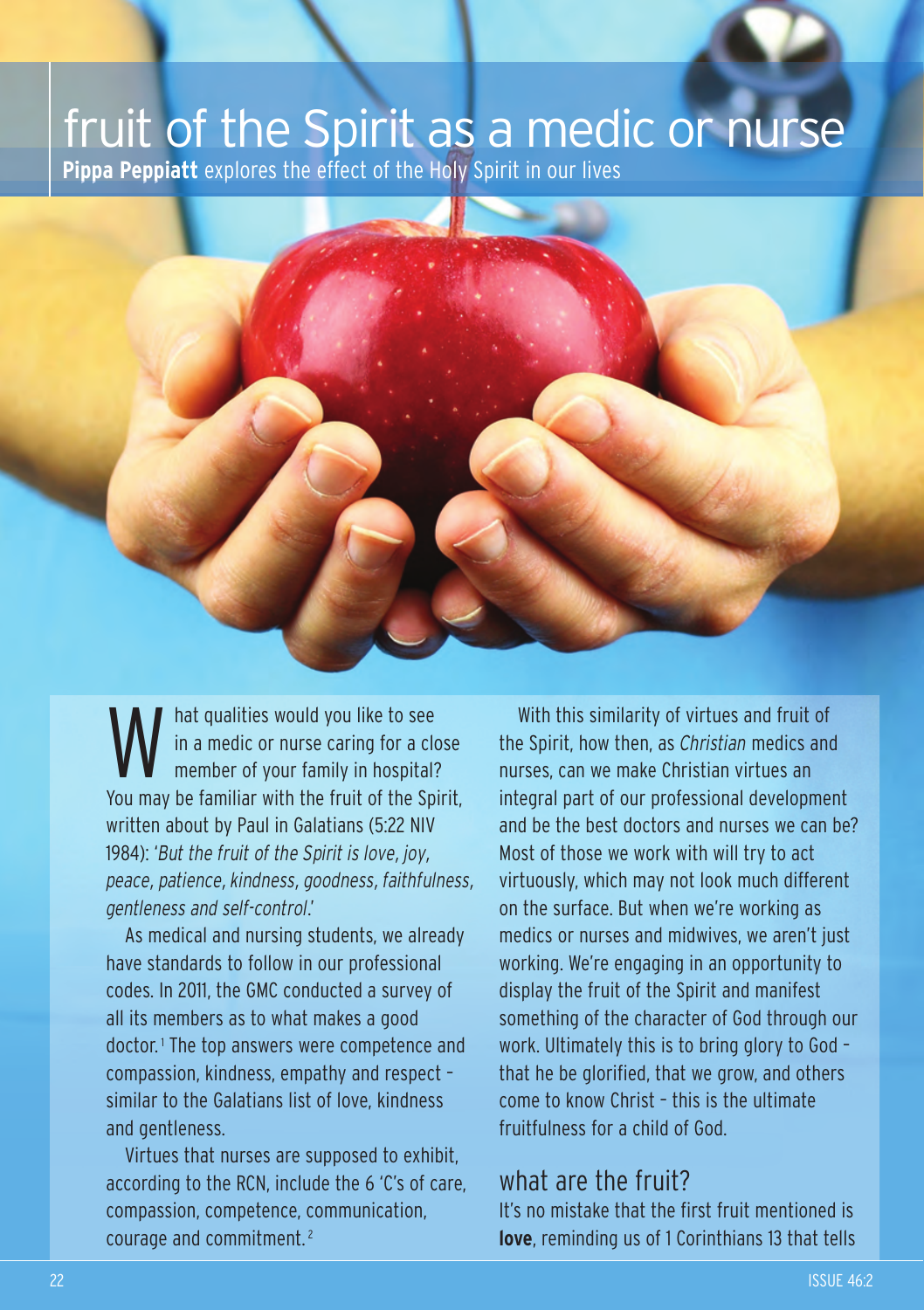# fruit of the Spirit as a medic or nurse

**Pippa Peppiatt** explores the effect of the Holy Spirit in our lives

What qualities would you like to see in a medic or nurse caring for a close member of your family in hospital? You may be familiar with the fruit of the Spirit, written about by Paul in Galatians (5:22 NIV 1984): '*But the fruit of the Spirit is love, joy, peace, patience, kindness, goodness, faithfulness, gentleness and self-control*.'

As medical and nursing students, we already have standards to follow in our professional codes. In 2011, the GMC conducted a survey of all its members as to what makes a good doctor.[1] The top answers were competence and compassion, kindness, empathy and respect – similar to the Galatians list of love, kindness and gentleness.

Virtues that nurses are supposed to exhibit, according to the RCN, include the 6 'C's of care, compassion, competence, communication, courage and commitment.[2]

With this similarity of virtues and fruit of the Spirit, how then, as *Christian* medics and nurses, can we make Christian virtues an integral part of our professional development and be the best doctors and nurses we can be? Most of those we work with will try to act virtuously, which may not look much different on the surface. But when we're working as medics or nurses and midwives, we aren't just working. We're engaging in an opportunity to display the fruit of the Spirit and manifest something of the character of God through our work. Ultimately this is to bring glory to God – that he be glorified, that we grow, and others come to know Christ – this is the ultimate fruitfulness for a child of God.

## what are the fruit?

It's no mistake that the first fruit mentioned is **love**, reminding us of 1 Corinthians 13 that tells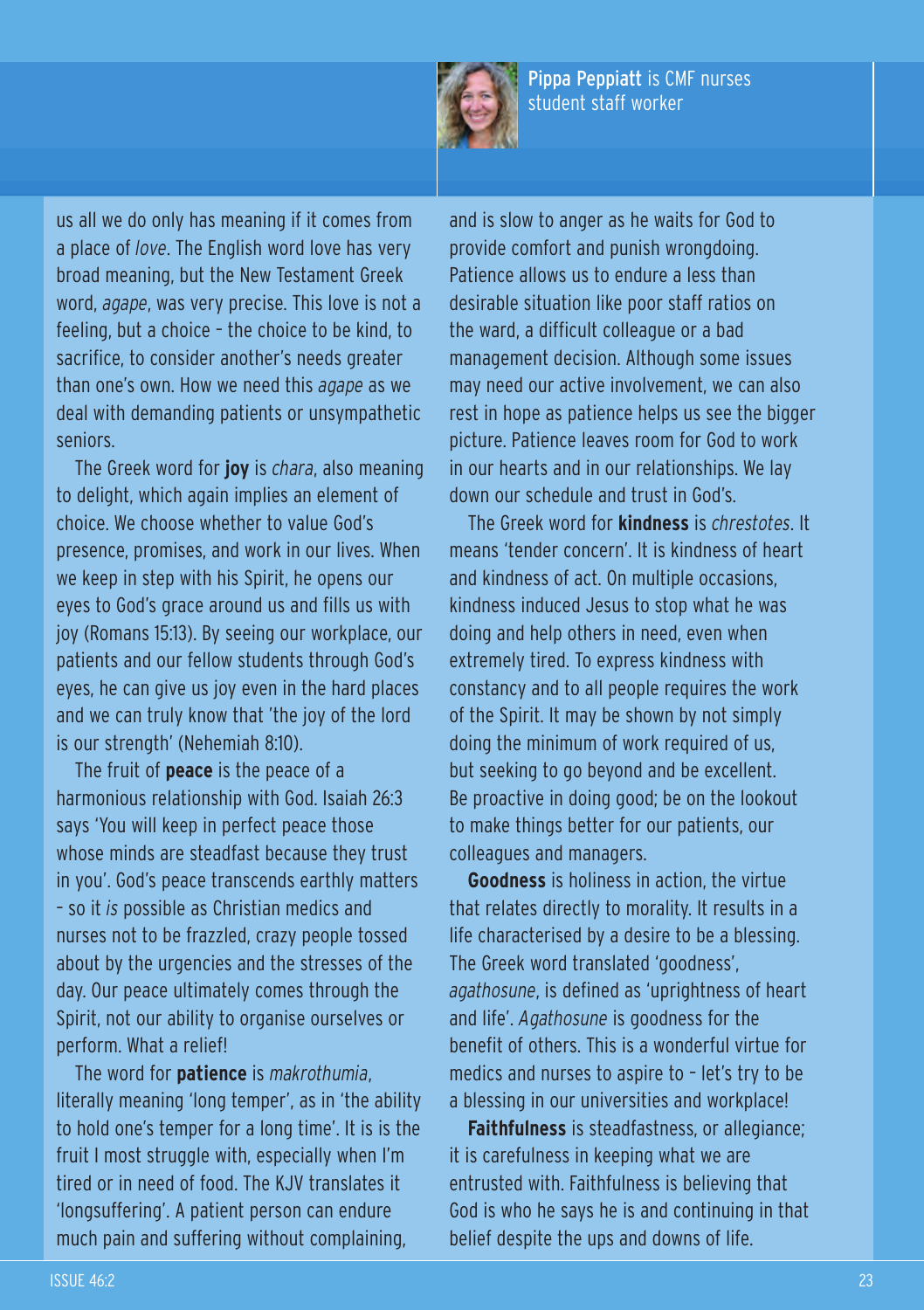**Pippa Peppiatt** is CMF nurses student staff worker

us all we do only has meaning if it comes from a place of *love*. The English word love has very broad meaning, but the New Testament Greek word, *agape*, was very precise. This love is not a feeling, but a choice – the choice to be kind, to sacrifice, to consider another's needs greater than one's own. How we need this *agape* as we deal with demanding patients or unsympathetic seniors.

The Greek word for **joy** is *chara*, also meaning to delight, which again implies an element of choice. We choose whether to value God's presence, promises, and work in our lives. When we keep in step with his Spirit, he opens our eyes to God's grace around us and fills us with joy (Romans 15:13). By seeing our workplace, our patients and our fellow students through God's eyes, he can give us joy even in the hard places and we can truly know that 'the joy of the lord is our strength' (Nehemiah 8:10).

The fruit of **peace** is the peace of a harmonious relationship with God. Isaiah 26:3 says 'You will keep in perfect peace those whose minds are steadfast because they trust in you'. God's peace transcends earthly matters – so it *is* possible as Christian medics and nurses not to be frazzled, crazy people tossed about by the urgencies and the stresses of the day. Our peace ultimately comes through the Spirit, not our ability to organise ourselves or perform. What a relief!

The word for **patience** is *makrothumia*, literally meaning 'long temper', as in 'the ability to hold one's temper for a long time'. It is is the fruit I most struggle with, especially when I'm tired or in need of food. The KJV translates it 'longsuffering'. A patient person can endure much pain and suffering without complaining, and is slow to anger as he waits for God to provide comfort and punish wrongdoing. Patience allows us to endure a less than desirable situation like poor staff ratios on the ward, a difficult colleague or a bad management decision. Although some issues may need our active involvement, we can also rest in hope as patience helps us see the bigger picture. Patience leaves room for God to work in our hearts and in our relationships. We lay down our schedule and trust in God's.

The Greek word for **kindness** is *chrestotes*. It means 'tender concern'. It is kindness of heart and kindness of act. On multiple occasions, kindness induced Jesus to stop what he was doing and help others in need, even when extremely tired. To express kindness with constancy and to all people requires the work of the Spirit. It may be shown by not simply doing the minimum of work required of us, but seeking to go beyond and be excellent. Be proactive in doing good; be on the lookout to make things better for our patients, our colleagues and managers.

**Goodness** is holiness in action, the virtue that relates directly to morality. It results in a life characterised by a desire to be a blessing. The Greek word translated 'goodness', *agathosune*, is defined as 'uprightness of heart and life'. *Agathosune* is goodness for the benefit of others. This is a wonderful virtue for medics and nurses to aspire to – let's try to be a blessing in our universities and workplace!

**Faithfulness** is steadfastness, or allegiance; it is carefulness in keeping what we are entrusted with. Faithfulness is believing that God is who he says he is and continuing in that belief despite the ups and downs of life.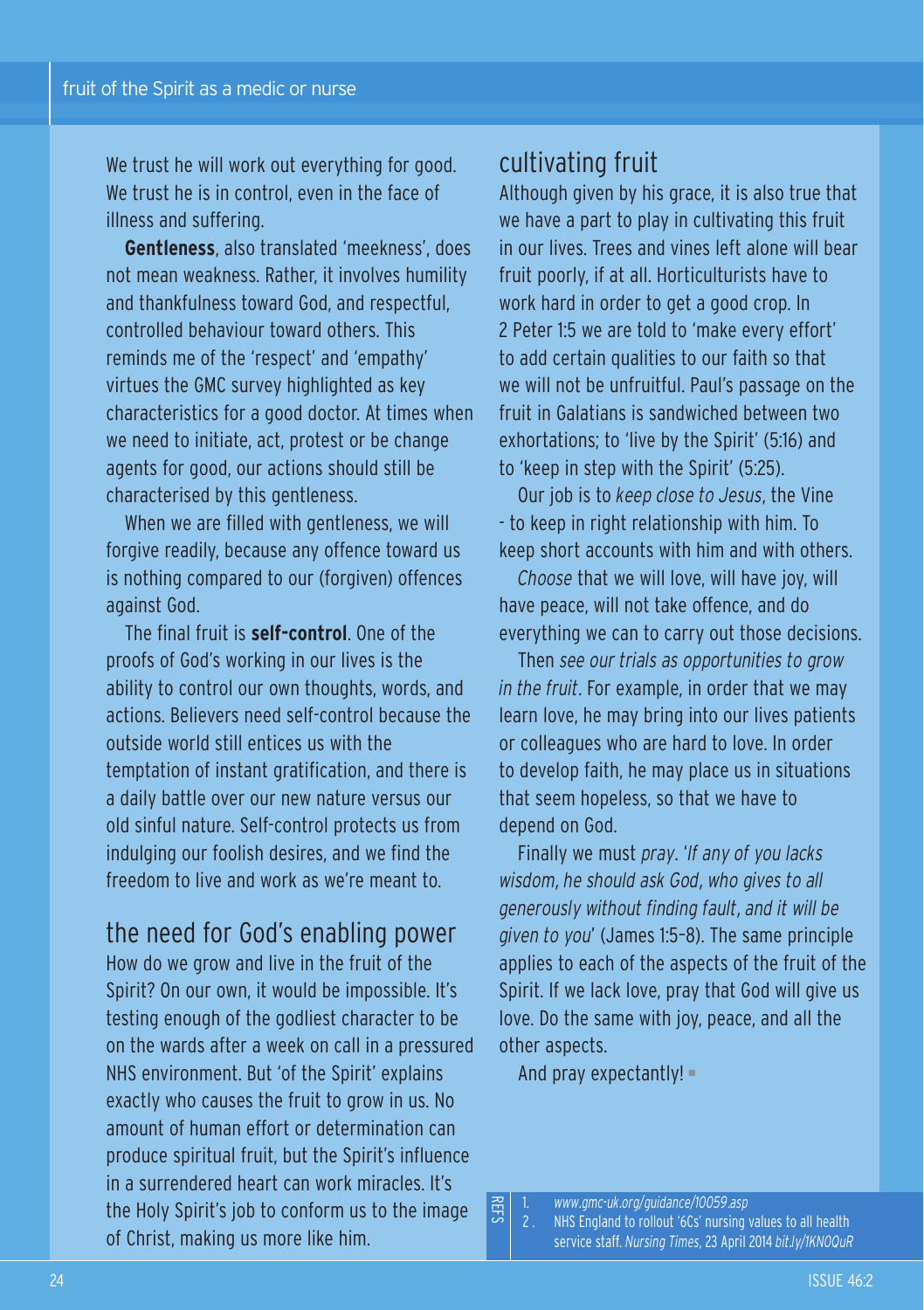We trust he will work out everything for good. We trust he is in control, even in the face of illness and suffering.

**Gentleness**, also translated 'meekness', does not mean weakness. Rather, it involves humility and thankfulness toward God, and respectful, controlled behaviour toward others. This reminds me of the 'respect' and 'empathy' virtues the GMC survey highlighted as key characteristics for a good doctor. At times when we need to initiate, act, protest or be change agents for good, our actions should still be characterised by this gentleness.

When we are filled with gentleness, we will forgive readily, because any offence toward us is nothing compared to our (forgiven) offences against God.

The final fruit is **self-control**. One of the proofs of God's working in our lives is the ability to control our own thoughts, words, and actions. Believers need self-control because the outside world still entices us with the temptation of instant gratification, and there is a daily battle over our new nature versus our old sinful nature. Self-control protects us from indulging our foolish desires, and we find the freedom to live and work as we're meant to.

## the need for God's enabling power

How do we grow and live in the fruit of the Spirit? On our own, it would be impossible. It's testing enough of the godliest character to be on the wards after a week on call in a pressured NHS environment. But 'of the Spirit' explains exactly who causes the fruit to grow in us. No amount of human effort or determination can produce spiritual fruit, but the Spirit's influence in a surrendered heart can work miracles. It's the Holy Spirit's job to conform us to the image of Christ, making us more like him.

## cultivating fruit

Although given by his grace, it is also true that we have a part to play in cultivating this fruit in our lives. Trees and vines left alone will bear fruit poorly, if at all. Horticulturists have to work hard in order to get a good crop. In 2 Peter 1:5 we are told to 'make every effort' to add certain qualities to our faith so that we will not be unfruitful. Paul's passage on the fruit in Galatians is sandwiched between two exhortations; to 'live by the Spirit' (5:16) and to 'keep in step with the Spirit' (5:25).

Our job is to *keep close to Jesus*, the Vine - to keep in right relationship with him. To keep short accounts with him and with others.

*Choose* that we will love, will have joy, will have peace, will not take offence, and do everything we can to carry out those decisions.

Then *see our trials as opportunities to grow in the fruit*. For example, in order that we may learn love, he may bring into our lives patients or colleagues who are hard to love. In order to develop faith, he may place us in situations that seem hopeless, so that we have to depend on God.

Finally we must *pray*. '*If any of you lacks wisdom, he should ask God, who gives to all generously without finding fault, and it will be given to you*' (James 1:5-8). The same principle applies to each of the aspects of the fruit of the Spirit. If we lack love, pray that God will give us love. Do the same with joy, peace, and all the other aspects.

And pray expectantly!

REFS

1. *www.gmc-uk.org/guidance/10059.asp*
2. NHS England to rollout '6Cs' nursing values to all health service staff. *Nursing Times*, 23 April 2014 *bit.ly/1KNOQuR*